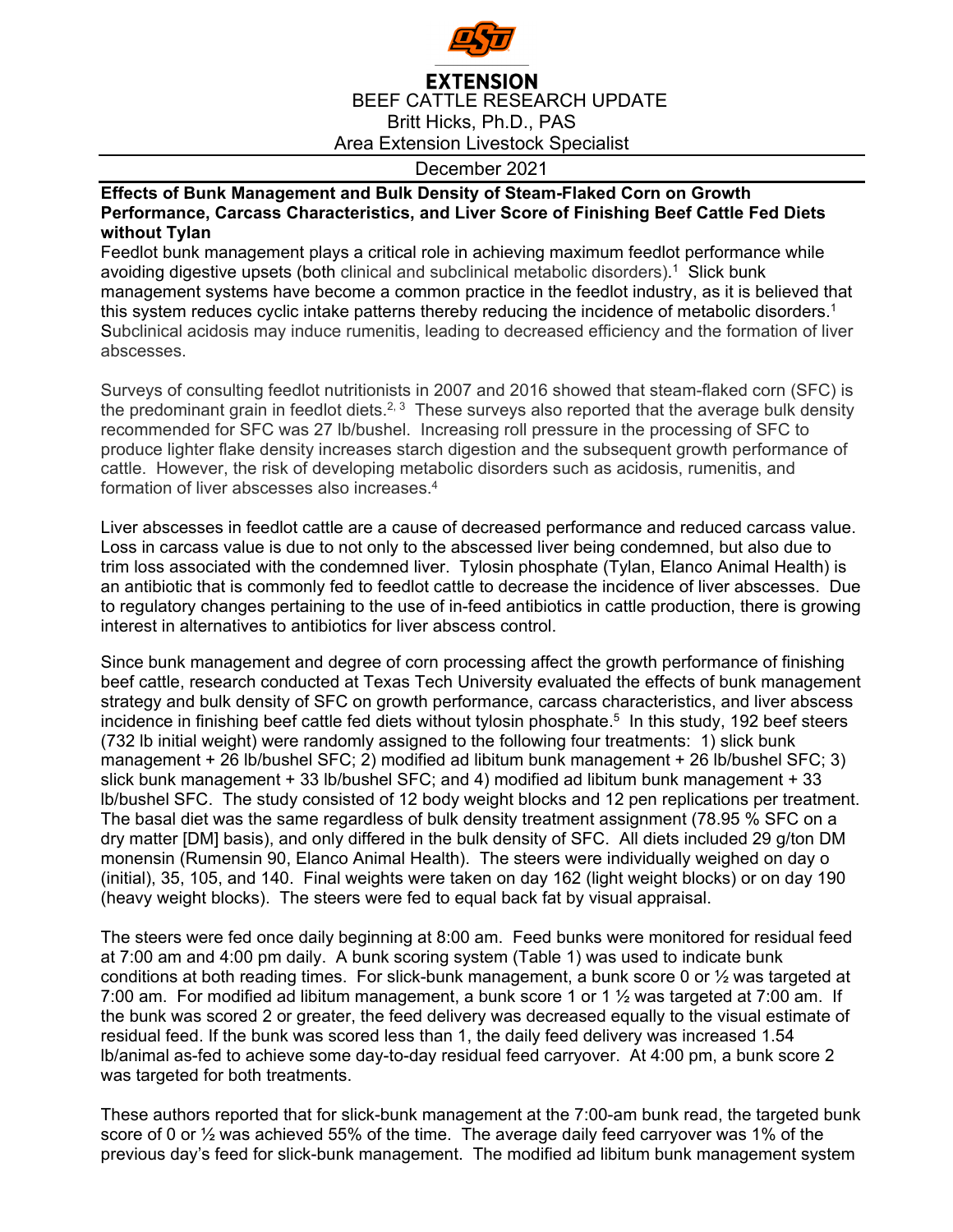**EXTENSION**

BEEF CATTLE RESEARCH UPDATE

Britt Hicks, Ph.D., PAS

Area Extension Livestock Specialist

December 2021

## Effects of Bunk Management and Bulk Density of Steam-Flaked Corn on Growth Performance, Carcass Characteristics, and Liver Score of Finishing Beef Cattle Fed Diets without Tylan

Feedlot bunk management plays a critical role in achieving maximum feedlot performance while avoiding digestive upsets (both clinical and subclinical metabolic disorders).[1] Slick bunk management systems have become a common practice in the feedlot industry, as it is believed that this system reduces cyclic intake patterns thereby reducing the incidence of metabolic disorders.[1] Subclinical acidosis may induce rumenitis, leading to decreased efficiency and the formation of liver abscesses.

Surveys of consulting feedlot nutritionists in 2007 and 2016 showed that steam-flaked corn (SFC) is the predominant grain in feedlot diets.[2, 3] These surveys also reported that the average bulk density recommended for SFC was 27 lb/bushel. Increasing roll pressure in the processing of SFC to produce lighter flake density increases starch digestion and the subsequent growth performance of cattle. However, the risk of developing metabolic disorders such as acidosis, rumenitis, and formation of liver abscesses also increases.[4]

Liver abscesses in feedlot cattle are a cause of decreased performance and reduced carcass value. Loss in carcass value is due to not only to the abscessed liver being condemned, but also due to trim loss associated with the condemned liver. Tylosin phosphate (Tylan, Elanco Animal Health) is an antibiotic that is commonly fed to feedlot cattle to decrease the incidence of liver abscesses. Due to regulatory changes pertaining to the use of in-feed antibiotics in cattle production, there is growing interest in alternatives to antibiotics for liver abscess control.

Since bunk management and degree of corn processing affect the growth performance of finishing beef cattle, research conducted at Texas Tech University evaluated the effects of bunk management strategy and bulk density of SFC on growth performance, carcass characteristics, and liver abscess incidence in finishing beef cattle fed diets without tylosin phosphate.[5] In this study, 192 beef steers (732 lb initial weight) were randomly assigned to the following four treatments: 1) slick bunk management + 26 lb/bushel SFC; 2) modified ad libitum bunk management + 26 lb/bushel SFC; 3) slick bunk management + 33 lb/bushel SFC; and 4) modified ad libitum bunk management + 33 lb/bushel SFC. The study consisted of 12 body weight blocks and 12 pen replications per treatment. The basal diet was the same regardless of bulk density treatment assignment (78.95 % SFC on a dry matter [DM] basis), and only differed in the bulk density of SFC. All diets included 29 g/ton DM monensin (Rumensin 90, Elanco Animal Health). The steers were individually weighed on day o (initial), 35, 105, and 140. Final weights were taken on day 162 (light weight blocks) or on day 190 (heavy weight blocks). The steers were fed to equal back fat by visual appraisal.

The steers were fed once daily beginning at 8:00 am. Feed bunks were monitored for residual feed at 7:00 am and 4:00 pm daily. A bunk scoring system (Table 1) was used to indicate bunk conditions at both reading times. For slick-bunk management, a bunk score 0 or ½ was targeted at 7:00 am. For modified ad libitum management, a bunk score 1 or 1 ½ was targeted at 7:00 am. If the bunk was scored 2 or greater, the feed delivery was decreased equally to the visual estimate of residual feed. If the bunk was scored less than 1, the daily feed delivery was increased 1.54 lb/animal as-fed to achieve some day-to-day residual feed carryover. At 4:00 pm, a bunk score 2 was targeted for both treatments.

These authors reported that for slick-bunk management at the 7:00-am bunk read, the targeted bunk score of 0 or ½ was achieved 55% of the time. The average daily feed carryover was 1% of the previous day's feed for slick-bunk management. The modified ad libitum bunk management system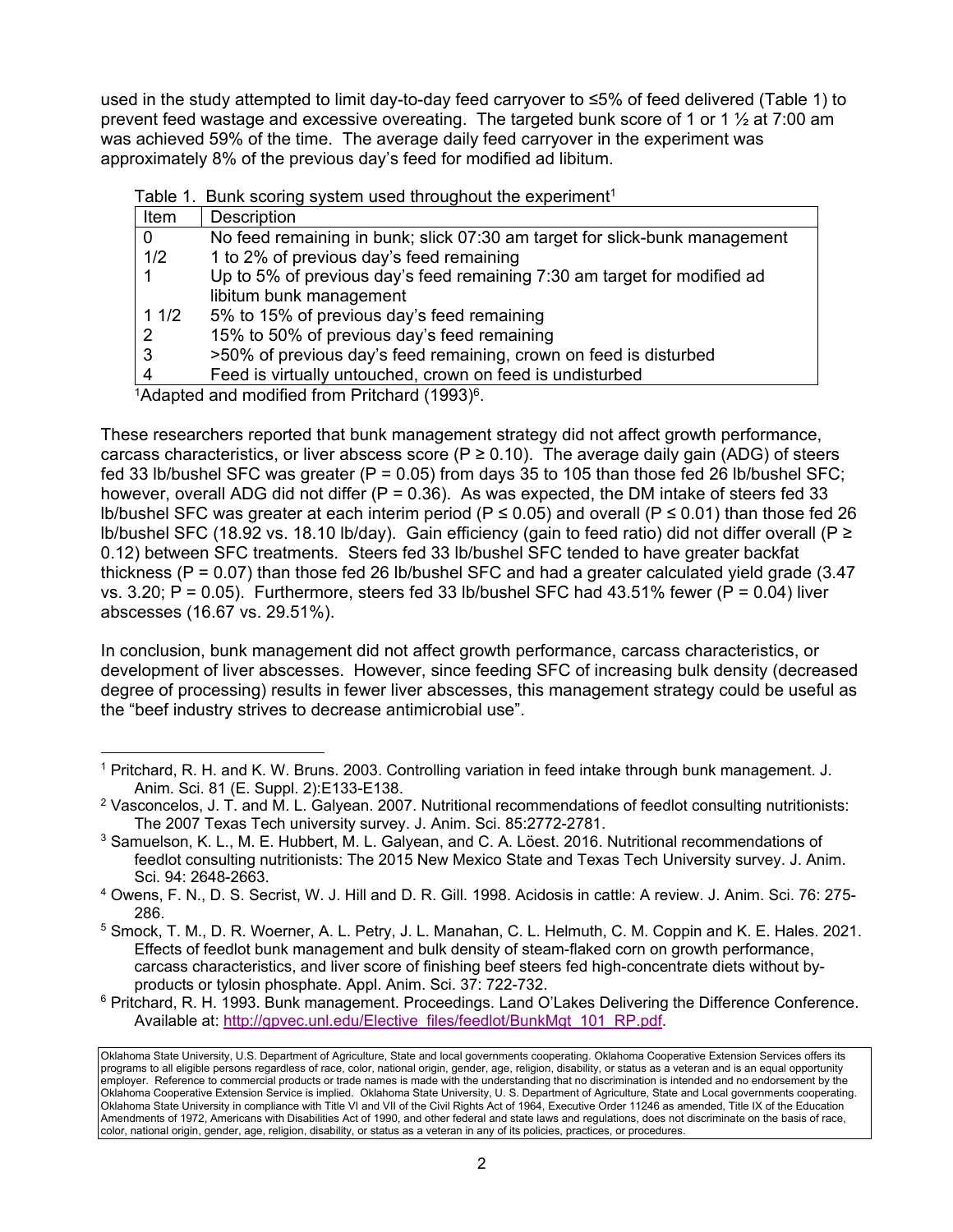used in the study attempted to limit day-to-day feed carryover to ≤5% of feed delivered (Table 1) to prevent feed wastage and excessive overeating. The targeted bunk score of 1 or 1 ½ at 7:00 am was achieved 59% of the time. The average daily feed carryover in the experiment was approximately 8% of the previous day's feed for modified ad libitum.

Table 1. Bunk scoring system used throughout the experiment[1]

| Item | Description |
|---|---|
| 0 | No feed remaining in bunk; slick 07:30 am target for slick-bunk management |
| 1/2 | 1 to 2% of previous day's feed remaining |
| 1 | Up to 5% of previous day's feed remaining 7:30 am target for modified ad libitum bunk management |
| 1 1/2 | 5% to 15% of previous day's feed remaining |
| 2 | 15% to 50% of previous day's feed remaining |
| 3 | >50% of previous day's feed remaining, crown on feed is disturbed |
| 4 | Feed is virtually untouched, crown on feed is undisturbed |

[1]Adapted and modified from Pritchard (1993)[6].

These researchers reported that bunk management strategy did not affect growth performance, carcass characteristics, or liver abscess score ($P \geq 0.10$). The average daily gain (ADG) of steers fed 33 lb/bushel SFC was greater ($P = 0.05$) from days 35 to 105 than those fed 26 lb/bushel SFC; however, overall ADG did not differ ($P = 0.36$). As was expected, the DM intake of steers fed 33 lb/bushel SFC was greater at each interim period ($P \leq 0.05$) and overall ($P \leq 0.01$) than those fed 26 lb/bushel SFC (18.92 vs. 18.10 lb/day). Gain efficiency (gain to feed ratio) did not differ overall ($P \geq 0.12$) between SFC treatments. Steers fed 33 lb/bushel SFC tended to have greater backfat thickness ($P = 0.07$) than those fed 26 lb/bushel SFC and had a greater calculated yield grade (3.47 vs. 3.20; $P = 0.05$). Furthermore, steers fed 33 lb/bushel SFC had 43.51% fewer ($P = 0.04$) liver abscesses (16.67 vs. 29.51%).

In conclusion, bunk management did not affect growth performance, carcass characteristics, or development of liver abscesses. However, since feeding SFC of increasing bulk density (decreased degree of processing) results in fewer liver abscesses, this management strategy could be useful as the "beef industry strives to decrease antimicrobial use".

---

[1] Pritchard, R. H. and K. W. Bruns. 2003. Controlling variation in feed intake through bunk management. J. Anim. Sci. 81 (E. Suppl. 2):E133-E138.

[2] Vasconcelos, J. T. and M. L. Galyean. 2007. Nutritional recommendations of feedlot consulting nutritionists: The 2007 Texas Tech university survey. J. Anim. Sci. 85:2772-2781.

[3] Samuelson, K. L., M. E. Hubbert, M. L. Galyean, and C. A. Löest. 2016. Nutritional recommendations of feedlot consulting nutritionists: The 2015 New Mexico State and Texas Tech University survey. J. Anim. Sci. 94: 2648-2663.

[4] Owens, F. N., D. S. Secrist, W. J. Hill and D. R. Gill. 1998. Acidosis in cattle: A review. J. Anim. Sci. 76: 275-286.

[5] Smock, T. M., D. R. Woerner, A. L. Petry, J. L. Manahan, C. L. Helmuth, C. M. Coppin and K. E. Hales. 2021. Effects of feedlot bunk management and bulk density of steam-flaked corn on growth performance, carcass characteristics, and liver score of finishing beef steers fed high-concentrate diets without by-products or tylosin phosphate. Appl. Anim. Sci. 37: 722-732.

[6] Pritchard, R. H. 1993. Bunk management. Proceedings. Land O'Lakes Delivering the Difference Conference. Available at: http://gpvec.unl.edu/Elective_files/feedlot/BunkMgt_101_RP.pdf.

Oklahoma State University, U.S. Department of Agriculture, State and local governments cooperating. Oklahoma Cooperative Extension Services offers its programs to all eligible persons regardless of race, color, national origin, gender, age, religion, disability, or status as a veteran and is an equal opportunity employer. Reference to commercial products or trade names is made with the understanding that no discrimination is intended and no endorsement by the Oklahoma Cooperative Extension Service is implied. Oklahoma State University, U. S. Department of Agriculture, State and Local governments cooperating. Oklahoma State University in compliance with Title VI and VII of the Civil Rights Act of 1964, Executive Order 11246 as amended, Title IX of the Education Amendments of 1972, Americans with Disabilities Act of 1990, and other federal and state laws and regulations, does not discriminate on the basis of race, color, national origin, gender, age, religion, disability, or status as a veteran in any of its policies, practices, or procedures.